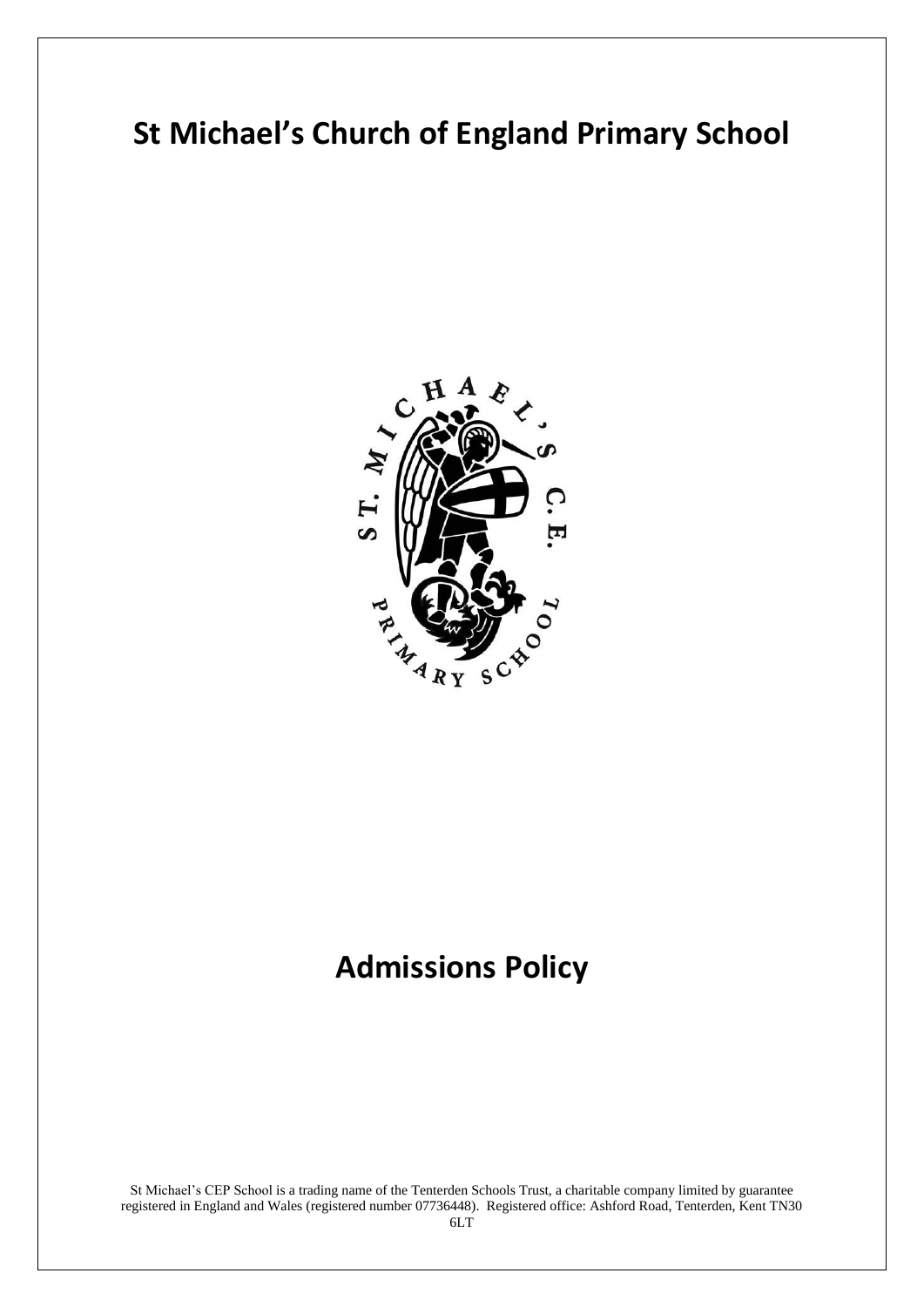# St Michael's Church of England Primary School

# Admissions Policy

St Michael's CEP School is a trading name of the Tenterden Schools Trust, a charitable company limited by guarantee registered in England and Wales (registered number 07736448). Registered office: Ashford Road, Tenterden, Kent TN30 6LT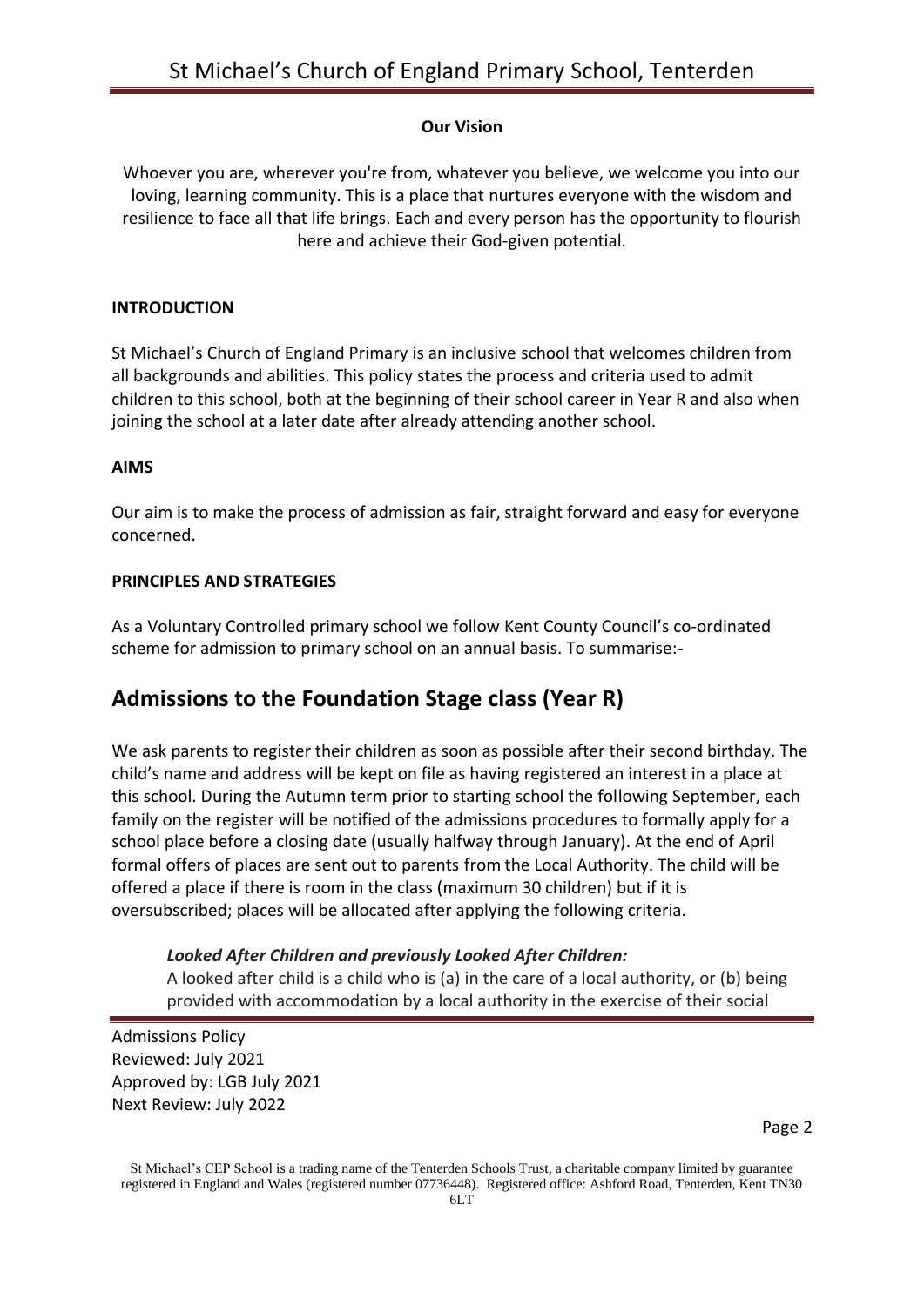**Our Vision**

Whoever you are, wherever you're from, whatever you believe, we welcome you into our loving, learning community. This is a place that nurtures everyone with the wisdom and resilience to face all that life brings. Each and every person has the opportunity to flourish here and achieve their God-given potential.

**INTRODUCTION**

St Michael's Church of England Primary is an inclusive school that welcomes children from all backgrounds and abilities. This policy states the process and criteria used to admit children to this school, both at the beginning of their school career in Year R and also when joining the school at a later date after already attending another school.

**AIMS**

Our aim is to make the process of admission as fair, straight forward and easy for everyone concerned.

**PRINCIPLES AND STRATEGIES**

As a Voluntary Controlled primary school we follow Kent County Council's co-ordinated scheme for admission to primary school on an annual basis. To summarise:-

## Admissions to the Foundation Stage class (Year R)

We ask parents to register their children as soon as possible after their second birthday. The child's name and address will be kept on file as having registered an interest in a place at this school. During the Autumn term prior to starting school the following September, each family on the register will be notified of the admissions procedures to formally apply for a school place before a closing date (usually halfway through January). At the end of April formal offers of places are sent out to parents from the Local Authority. The child will be offered a place if there is room in the class (maximum 30 children) but if it is oversubscribed; places will be allocated after applying the following criteria.

***Looked After Children and previously Looked After Children:***

A looked after child is a child who is (a) in the care of a local authority, or (b) being provided with accommodation by a local authority in the exercise of their social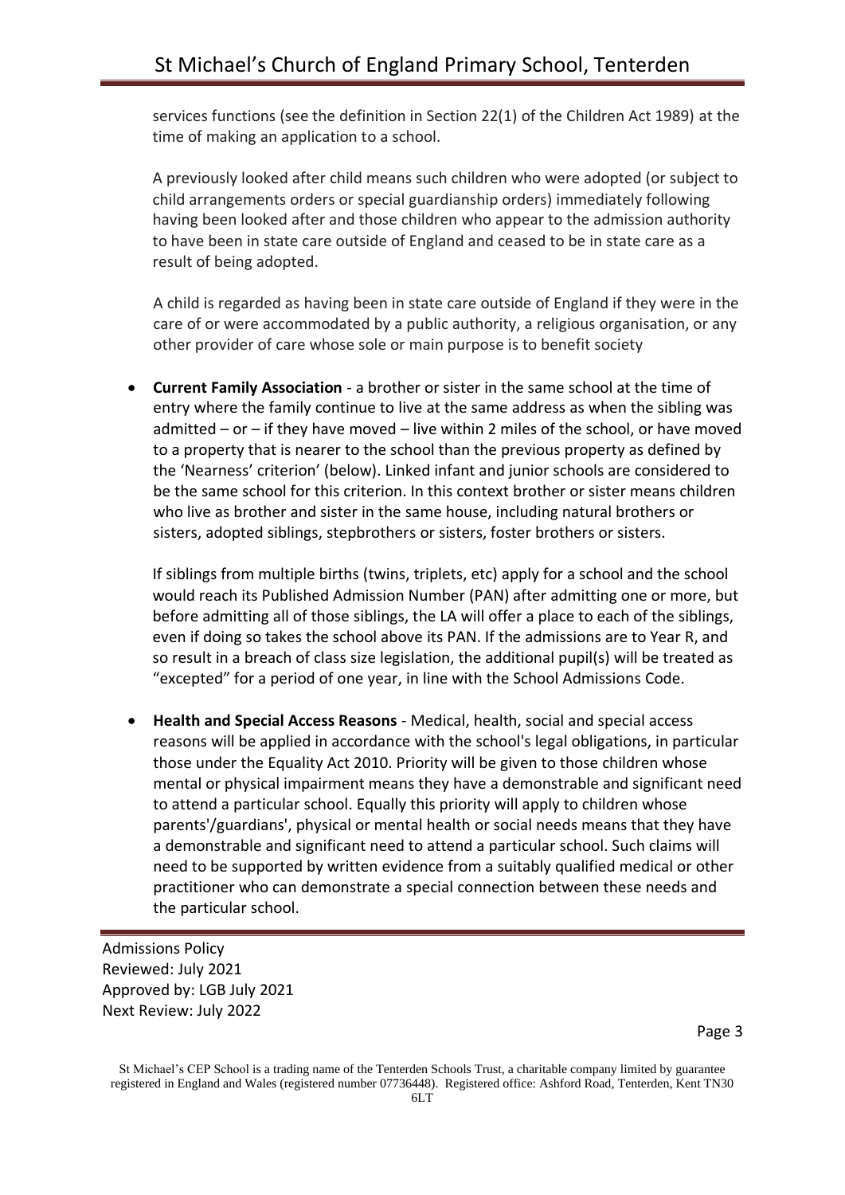services functions (see the definition in Section 22(1) of the Children Act 1989) at the time of making an application to a school.

A previously looked after child means such children who were adopted (or subject to child arrangements orders or special guardianship orders) immediately following having been looked after and those children who appear to the admission authority to have been in state care outside of England and ceased to be in state care as a result of being adopted.

A child is regarded as having been in state care outside of England if they were in the care of or were accommodated by a public authority, a religious organisation, or any other provider of care whose sole or main purpose is to benefit society

- **Current Family Association** - a brother or sister in the same school at the time of entry where the family continue to live at the same address as when the sibling was admitted – or – if they have moved – live within 2 miles of the school, or have moved to a property that is nearer to the school than the previous property as defined by the 'Nearness' criterion' (below). Linked infant and junior schools are considered to be the same school for this criterion. In this context brother or sister means children who live as brother and sister in the same house, including natural brothers or sisters, adopted siblings, stepbrothers or sisters, foster brothers or sisters.

  If siblings from multiple births (twins, triplets, etc) apply for a school and the school would reach its Published Admission Number (PAN) after admitting one or more, but before admitting all of those siblings, the LA will offer a place to each of the siblings, even if doing so takes the school above its PAN. If the admissions are to Year R, and so result in a breach of class size legislation, the additional pupil(s) will be treated as "excepted" for a period of one year, in line with the School Admissions Code.

- **Health and Special Access Reasons** - Medical, health, social and special access reasons will be applied in accordance with the school's legal obligations, in particular those under the Equality Act 2010. Priority will be given to those children whose mental or physical impairment means they have a demonstrable and significant need to attend a particular school. Equally this priority will apply to children whose parents'/guardians', physical or mental health or social needs means that they have a demonstrable and significant need to attend a particular school. Such claims will need to be supported by written evidence from a suitably qualified medical or other practitioner who can demonstrate a special connection between these needs and the particular school.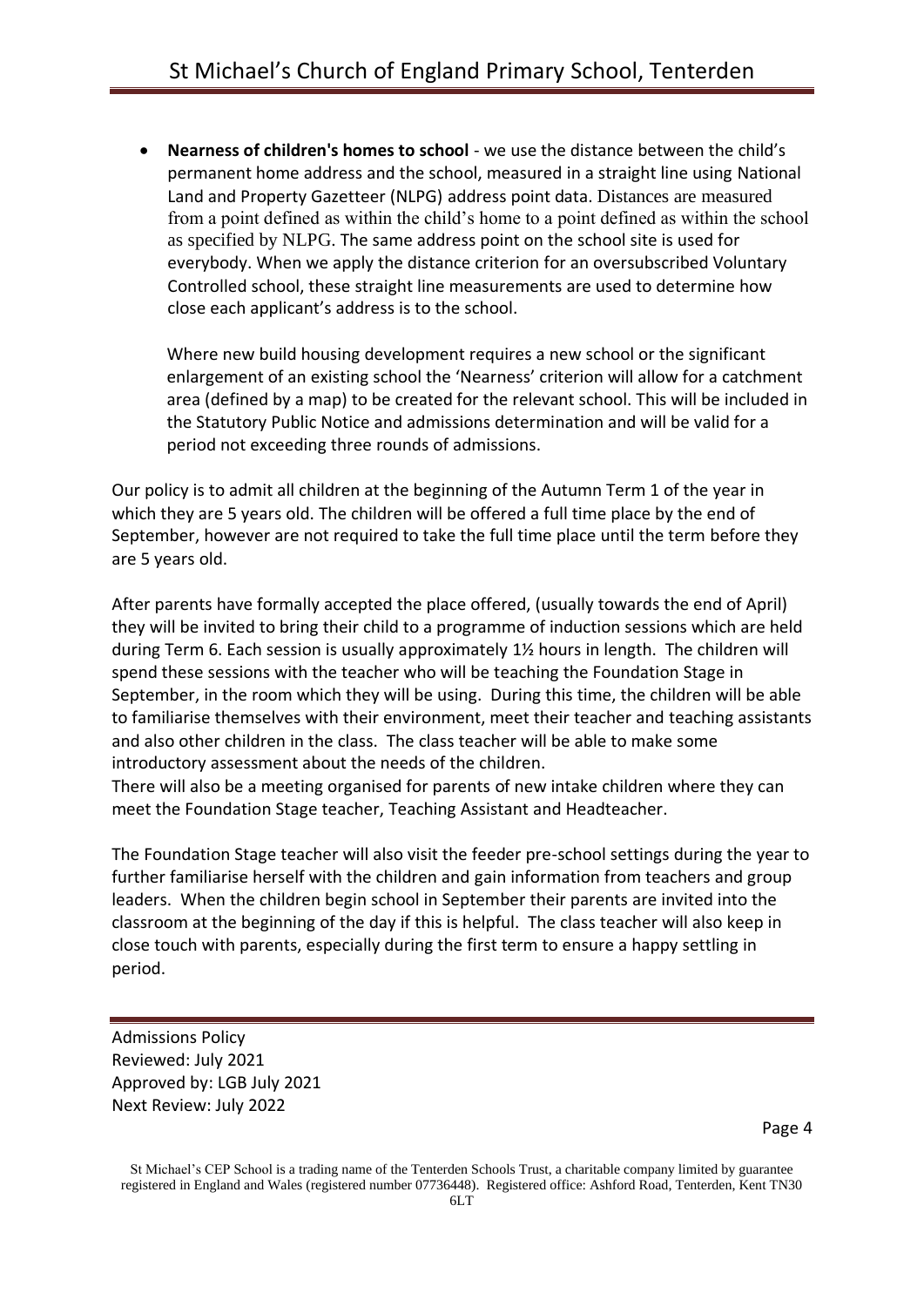- **Nearness of children's homes to school** - we use the distance between the child's permanent home address and the school, measured in a straight line using National Land and Property Gazetteer (NLPG) address point data. Distances are measured from a point defined as within the child's home to a point defined as within the school as specified by NLPG. The same address point on the school site is used for everybody. When we apply the distance criterion for an oversubscribed Voluntary Controlled school, these straight line measurements are used to determine how close each applicant's address is to the school.

  Where new build housing development requires a new school or the significant enlargement of an existing school the 'Nearness' criterion will allow for a catchment area (defined by a map) to be created for the relevant school. This will be included in the Statutory Public Notice and admissions determination and will be valid for a period not exceeding three rounds of admissions.

Our policy is to admit all children at the beginning of the Autumn Term 1 of the year in which they are 5 years old. The children will be offered a full time place by the end of September, however are not required to take the full time place until the term before they are 5 years old.

After parents have formally accepted the place offered, (usually towards the end of April) they will be invited to bring their child to a programme of induction sessions which are held during Term 6. Each session is usually approximately 1½ hours in length. The children will spend these sessions with the teacher who will be teaching the Foundation Stage in September, in the room which they will be using. During this time, the children will be able to familiarise themselves with their environment, meet their teacher and teaching assistants and also other children in the class. The class teacher will be able to make some introductory assessment about the needs of the children.
There will also be a meeting organised for parents of new intake children where they can meet the Foundation Stage teacher, Teaching Assistant and Headteacher.

The Foundation Stage teacher will also visit the feeder pre-school settings during the year to further familiarise herself with the children and gain information from teachers and group leaders. When the children begin school in September their parents are invited into the classroom at the beginning of the day if this is helpful. The class teacher will also keep in close touch with parents, especially during the first term to ensure a happy settling in period.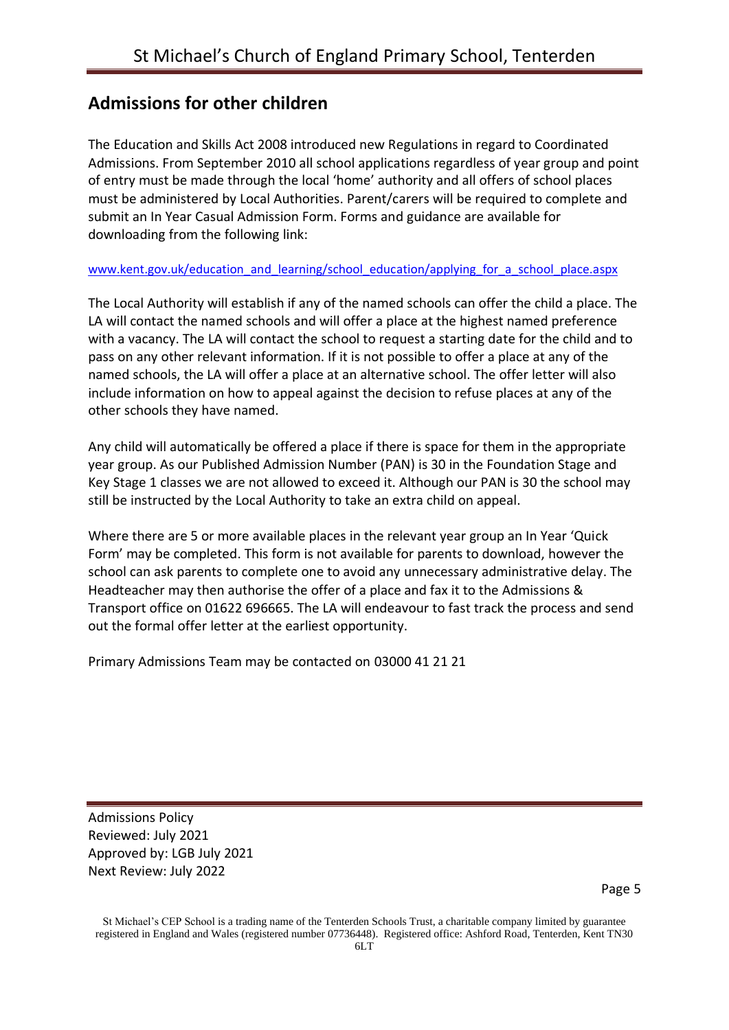## Admissions for other children

The Education and Skills Act 2008 introduced new Regulations in regard to Coordinated Admissions. From September 2010 all school applications regardless of year group and point of entry must be made through the local 'home' authority and all offers of school places must be administered by Local Authorities. Parent/carers will be required to complete and submit an In Year Casual Admission Form. Forms and guidance are available for downloading from the following link:

www.kent.gov.uk/education_and_learning/school_education/applying_for_a_school_place.aspx

The Local Authority will establish if any of the named schools can offer the child a place. The LA will contact the named schools and will offer a place at the highest named preference with a vacancy. The LA will contact the school to request a starting date for the child and to pass on any other relevant information. If it is not possible to offer a place at any of the named schools, the LA will offer a place at an alternative school. The offer letter will also include information on how to appeal against the decision to refuse places at any of the other schools they have named.

Any child will automatically be offered a place if there is space for them in the appropriate year group. As our Published Admission Number (PAN) is 30 in the Foundation Stage and Key Stage 1 classes we are not allowed to exceed it. Although our PAN is 30 the school may still be instructed by the Local Authority to take an extra child on appeal.

Where there are 5 or more available places in the relevant year group an In Year 'Quick Form' may be completed. This form is not available for parents to download, however the school can ask parents to complete one to avoid any unnecessary administrative delay. The Headteacher may then authorise the offer of a place and fax it to the Admissions & Transport office on 01622 696665. The LA will endeavour to fast track the process and send out the formal offer letter at the earliest opportunity.

Primary Admissions Team may be contacted on 03000 41 21 21

Admissions Policy
Reviewed: July 2021
Approved by: LGB July 2021
Next Review: July 2022

St Michael's CEP School is a trading name of the Tenterden Schools Trust, a charitable company limited by guarantee registered in England and Wales (registered number 07736448). Registered office: Ashford Road, Tenterden, Kent TN30 6LT